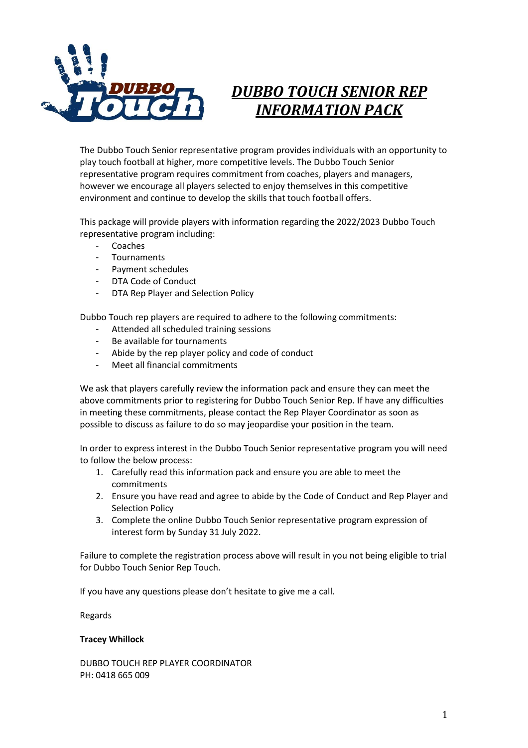# ***DUBBO TOUCH SENIOR REP INFORMATION PACK***

The Dubbo Touch Senior representative program provides individuals with an opportunity to play touch football at higher, more competitive levels. The Dubbo Touch Senior representative program requires commitment from coaches, players and managers, however we encourage all players selected to enjoy themselves in this competitive environment and continue to develop the skills that touch football offers.

This package will provide players with information regarding the 2022/2023 Dubbo Touch representative program including:

- Coaches
- Tournaments
- Payment schedules
- DTA Code of Conduct
- DTA Rep Player and Selection Policy

Dubbo Touch rep players are required to adhere to the following commitments:

- Attended all scheduled training sessions
- Be available for tournaments
- Abide by the rep player policy and code of conduct
- Meet all financial commitments

We ask that players carefully review the information pack and ensure they can meet the above commitments prior to registering for Dubbo Touch Senior Rep. If have any difficulties in meeting these commitments, please contact the Rep Player Coordinator as soon as possible to discuss as failure to do so may jeopardise your position in the team.

In order to express interest in the Dubbo Touch Senior representative program you will need to follow the below process:

1. Carefully read this information pack and ensure you are able to meet the commitments
2. Ensure you have read and agree to abide by the Code of Conduct and Rep Player and Selection Policy
3. Complete the online Dubbo Touch Senior representative program expression of interest form by Sunday 31 July 2022.

Failure to complete the registration process above will result in you not being eligible to trial for Dubbo Touch Senior Rep Touch.

If you have any questions please don't hesitate to give me a call.

Regards

**Tracey Whillock**

DUBBO TOUCH REP PLAYER COORDINATOR
PH: 0418 665 009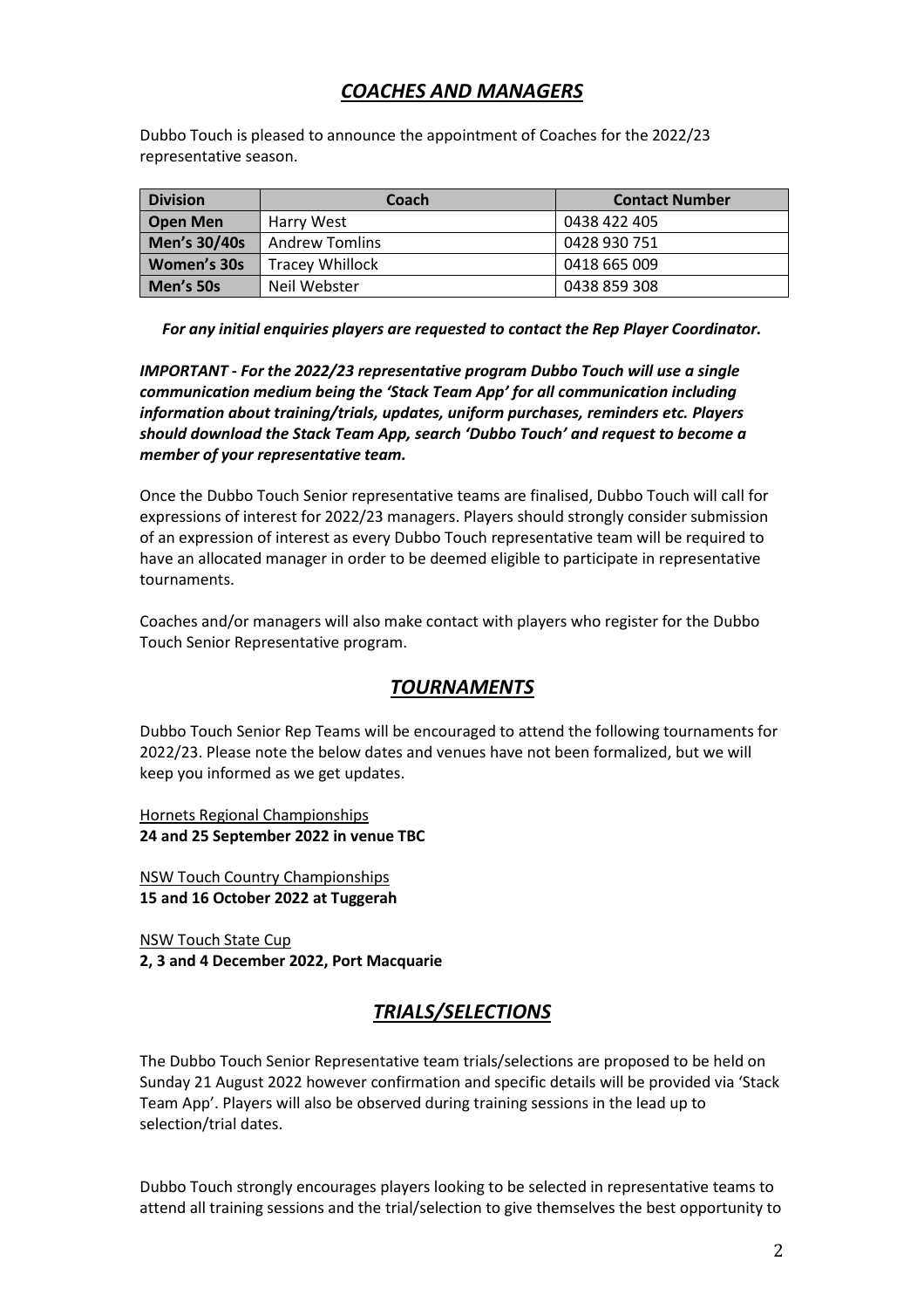## *COACHES AND MANAGERS*

Dubbo Touch is pleased to announce the appointment of Coaches for the 2022/23 representative season.

| Division | Coach | Contact Number |
|---|---|---|
| **Open Men** | Harry West | 0438 422 405 |
| **Men's 30/40s** | Andrew Tomlins | 0428 930 751 |
| **Women's 30s** | Tracey Whillock | 0418 665 009 |
| **Men's 50s** | Neil Webster | 0438 859 308 |

***For any initial enquiries players are requested to contact the Rep Player Coordinator.***

***IMPORTANT - For the 2022/23 representative program Dubbo Touch will use a single communication medium being the 'Stack Team App' for all communication including information about training/trials, updates, uniform purchases, reminders etc. Players should download the Stack Team App, search 'Dubbo Touch' and request to become a member of your representative team.***

Once the Dubbo Touch Senior representative teams are finalised, Dubbo Touch will call for expressions of interest for 2022/23 managers. Players should strongly consider submission of an expression of interest as every Dubbo Touch representative team will be required to have an allocated manager in order to be deemed eligible to participate in representative tournaments.

Coaches and/or managers will also make contact with players who register for the Dubbo Touch Senior Representative program.

## *TOURNAMENTS*

Dubbo Touch Senior Rep Teams will be encouraged to attend the following tournaments for 2022/23. Please note the below dates and venues have not been formalized, but we will keep you informed as we get updates.

Hornets Regional Championships
**24 and 25 September 2022 in venue TBC**

NSW Touch Country Championships
**15 and 16 October 2022 at Tuggerah**

NSW Touch State Cup
**2, 3 and 4 December 2022, Port Macquarie**

## *TRIALS/SELECTIONS*

The Dubbo Touch Senior Representative team trials/selections are proposed to be held on Sunday 21 August 2022 however confirmation and specific details will be provided via 'Stack Team App'. Players will also be observed during training sessions in the lead up to selection/trial dates.

Dubbo Touch strongly encourages players looking to be selected in representative teams to attend all training sessions and the trial/selection to give themselves the best opportunity to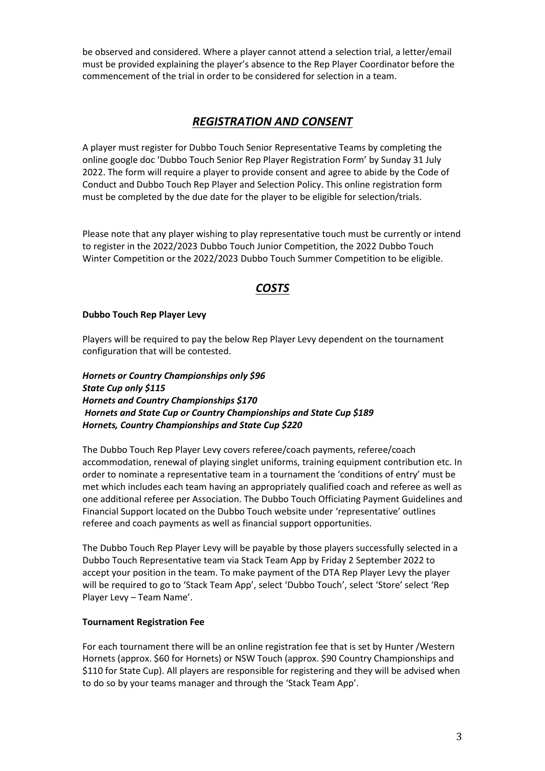be observed and considered. Where a player cannot attend a selection trial, a letter/email must be provided explaining the player's absence to the Rep Player Coordinator before the commencement of the trial in order to be considered for selection in a team.

## *REGISTRATION AND CONSENT*

A player must register for Dubbo Touch Senior Representative Teams by completing the online google doc 'Dubbo Touch Senior Rep Player Registration Form' by Sunday 31 July 2022. The form will require a player to provide consent and agree to abide by the Code of Conduct and Dubbo Touch Rep Player and Selection Policy. This online registration form must be completed by the due date for the player to be eligible for selection/trials.

Please note that any player wishing to play representative touch must be currently or intend to register in the 2022/2023 Dubbo Touch Junior Competition, the 2022 Dubbo Touch Winter Competition or the 2022/2023 Dubbo Touch Summer Competition to be eligible.

## *COSTS*

**Dubbo Touch Rep Player Levy**

Players will be required to pay the below Rep Player Levy dependent on the tournament configuration that will be contested.

***Hornets or Country Championships only $96***
***State Cup only $115***
***Hornets and Country Championships $170***
***Hornets and State Cup or Country Championships and State Cup $189***
***Hornets, Country Championships and State Cup $220***

The Dubbo Touch Rep Player Levy covers referee/coach payments, referee/coach accommodation, renewal of playing singlet uniforms, training equipment contribution etc. In order to nominate a representative team in a tournament the 'conditions of entry' must be met which includes each team having an appropriately qualified coach and referee as well as one additional referee per Association. The Dubbo Touch Officiating Payment Guidelines and Financial Support located on the Dubbo Touch website under 'representative' outlines referee and coach payments as well as financial support opportunities.

The Dubbo Touch Rep Player Levy will be payable by those players successfully selected in a Dubbo Touch Representative team via Stack Team App by Friday 2 September 2022 to accept your position in the team. To make payment of the DTA Rep Player Levy the player will be required to go to 'Stack Team App', select 'Dubbo Touch', select 'Store' select 'Rep Player Levy – Team Name'.

**Tournament Registration Fee**

For each tournament there will be an online registration fee that is set by Hunter /Western Hornets (approx. $60 for Hornets) or NSW Touch (approx. $90 Country Championships and $110 for State Cup). All players are responsible for registering and they will be advised when to do so by your teams manager and through the 'Stack Team App'.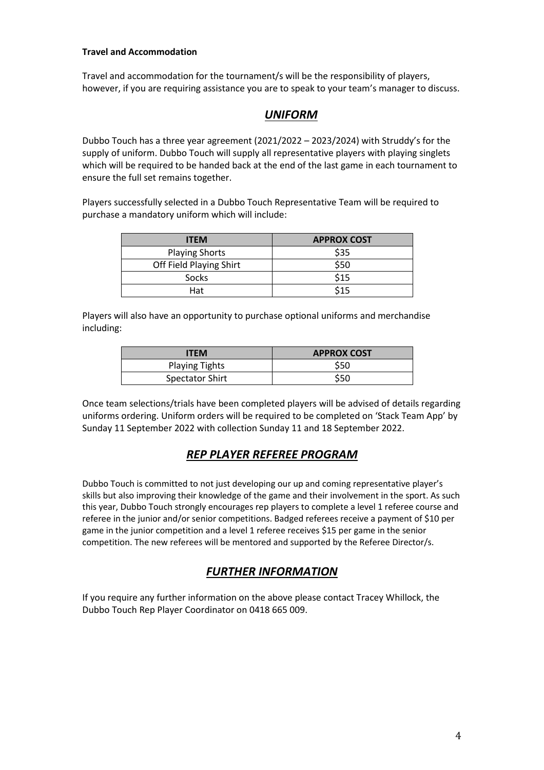**Travel and Accommodation**

Travel and accommodation for the tournament/s will be the responsibility of players, however, if you are requiring assistance you are to speak to your team's manager to discuss.

## ***UNIFORM***

Dubbo Touch has a three year agreement (2021/2022 – 2023/2024) with Struddy's for the supply of uniform. Dubbo Touch will supply all representative players with playing singlets which will be required to be handed back at the end of the last game in each tournament to ensure the full set remains together.

Players successfully selected in a Dubbo Touch Representative Team will be required to purchase a mandatory uniform which will include:

| ITEM | APPROX COST |
|---|---|
| Playing Shorts | $35 |
| Off Field Playing Shirt | $50 |
| Socks | $15 |
| Hat | $15 |

Players will also have an opportunity to purchase optional uniforms and merchandise including:

| ITEM | APPROX COST |
|---|---|
| Playing Tights | $50 |
| Spectator Shirt | $50 |

Once team selections/trials have been completed players will be advised of details regarding uniforms ordering. Uniform orders will be required to be completed on 'Stack Team App' by Sunday 11 September 2022 with collection Sunday 11 and 18 September 2022.

## ***REP PLAYER REFEREE PROGRAM***

Dubbo Touch is committed to not just developing our up and coming representative player's skills but also improving their knowledge of the game and their involvement in the sport. As such this year, Dubbo Touch strongly encourages rep players to complete a level 1 referee course and referee in the junior and/or senior competitions. Badged referees receive a payment of $10 per game in the junior competition and a level 1 referee receives $15 per game in the senior competition. The new referees will be mentored and supported by the Referee Director/s.

## ***FURTHER INFORMATION***

If you require any further information on the above please contact Tracey Whillock, the Dubbo Touch Rep Player Coordinator on 0418 665 009.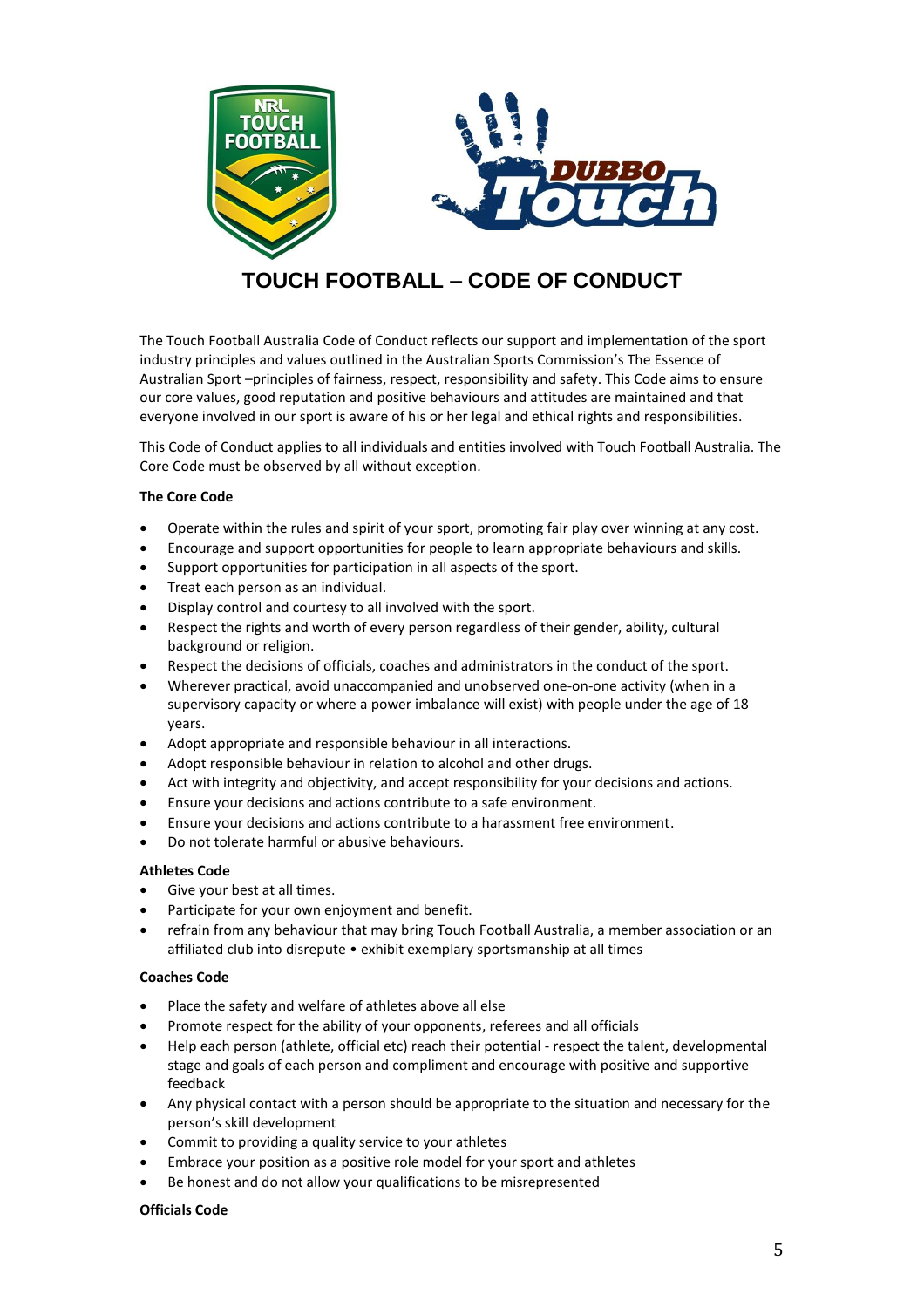# TOUCH FOOTBALL – CODE OF CONDUCT

The Touch Football Australia Code of Conduct reflects our support and implementation of the sport industry principles and values outlined in the Australian Sports Commission's The Essence of Australian Sport –principles of fairness, respect, responsibility and safety. This Code aims to ensure our core values, good reputation and positive behaviours and attitudes are maintained and that everyone involved in our sport is aware of his or her legal and ethical rights and responsibilities.

This Code of Conduct applies to all individuals and entities involved with Touch Football Australia. The Core Code must be observed by all without exception.

**The Core Code**

- Operate within the rules and spirit of your sport, promoting fair play over winning at any cost.
- Encourage and support opportunities for people to learn appropriate behaviours and skills.
- Support opportunities for participation in all aspects of the sport.
- Treat each person as an individual.
- Display control and courtesy to all involved with the sport.
- Respect the rights and worth of every person regardless of their gender, ability, cultural background or religion.
- Respect the decisions of officials, coaches and administrators in the conduct of the sport.
- Wherever practical, avoid unaccompanied and unobserved one-on-one activity (when in a supervisory capacity or where a power imbalance will exist) with people under the age of 18 years.
- Adopt appropriate and responsible behaviour in all interactions.
- Adopt responsible behaviour in relation to alcohol and other drugs.
- Act with integrity and objectivity, and accept responsibility for your decisions and actions.
- Ensure your decisions and actions contribute to a safe environment.
- Ensure your decisions and actions contribute to a harassment free environment.
- Do not tolerate harmful or abusive behaviours.

**Athletes Code**

- Give your best at all times.
- Participate for your own enjoyment and benefit.
- refrain from any behaviour that may bring Touch Football Australia, a member association or an affiliated club into disrepute • exhibit exemplary sportsmanship at all times

**Coaches Code**

- Place the safety and welfare of athletes above all else
- Promote respect for the ability of your opponents, referees and all officials
- Help each person (athlete, official etc) reach their potential - respect the talent, developmental stage and goals of each person and compliment and encourage with positive and supportive feedback
- Any physical contact with a person should be appropriate to the situation and necessary for the person's skill development
- Commit to providing a quality service to your athletes
- Embrace your position as a positive role model for your sport and athletes
- Be honest and do not allow your qualifications to be misrepresented

**Officials Code**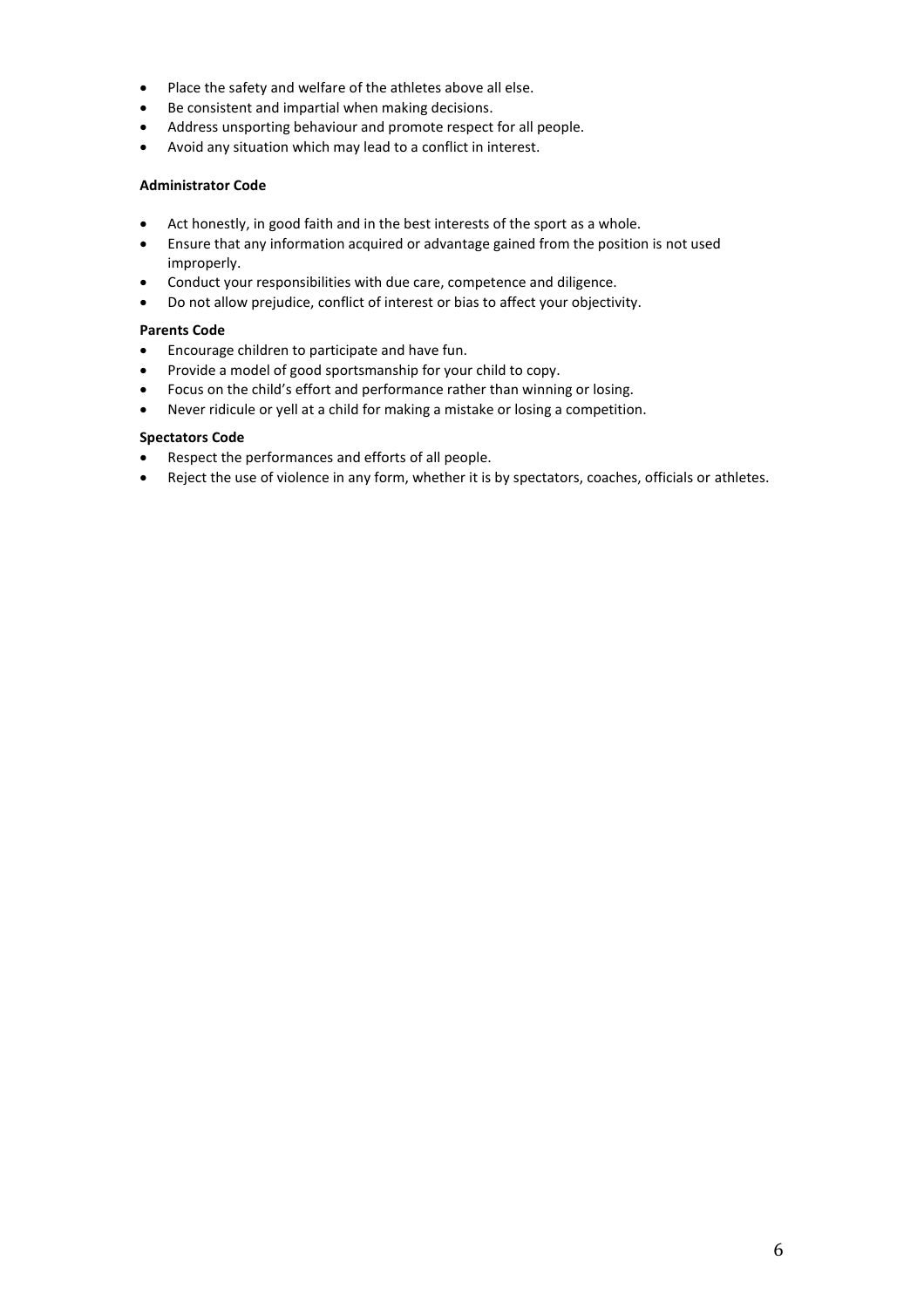- Place the safety and welfare of the athletes above all else.
- Be consistent and impartial when making decisions.
- Address unsporting behaviour and promote respect for all people.
- Avoid any situation which may lead to a conflict in interest.

**Administrator Code**

- Act honestly, in good faith and in the best interests of the sport as a whole.
- Ensure that any information acquired or advantage gained from the position is not used improperly.
- Conduct your responsibilities with due care, competence and diligence.
- Do not allow prejudice, conflict of interest or bias to affect your objectivity.

**Parents Code**

- Encourage children to participate and have fun.
- Provide a model of good sportsmanship for your child to copy.
- Focus on the child's effort and performance rather than winning or losing.
- Never ridicule or yell at a child for making a mistake or losing a competition.

**Spectators Code**

- Respect the performances and efforts of all people.
- Reject the use of violence in any form, whether it is by spectators, coaches, officials or athletes.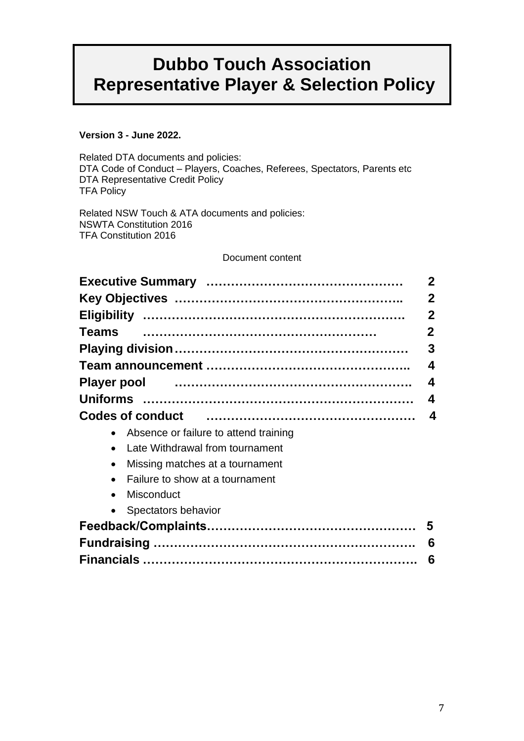# Dubbo Touch Association Representative Player & Selection Policy

**Version 3 - June 2022.**

Related DTA documents and policies:
DTA Code of Conduct – Players, Coaches, Referees, Spectators, Parents etc
DTA Representative Credit Policy
TFA Policy

Related NSW Touch & ATA documents and policies:
NSWTA Constitution 2016
TFA Constitution 2016

Document content

| | |
|---|---|
| **Executive Summary** | **2** |
| **Key Objectives** | **2** |
| **Eligibility** | **2** |
| **Teams** | **2** |
| **Playing division** | **3** |
| **Team announcement** | **4** |
| **Player pool** | **4** |
| **Uniforms** | **4** |
| **Codes of conduct** | **4** |
| • Absence or failure to attend training | |
| • Late Withdrawal from tournament | |
| • Missing matches at a tournament | |
| • Failure to show at a tournament | |
| • Misconduct | |
| • Spectators behavior | |
| **Feedback/Complaints** | **5** |
| **Fundraising** | **6** |
| **Financials** | **6** |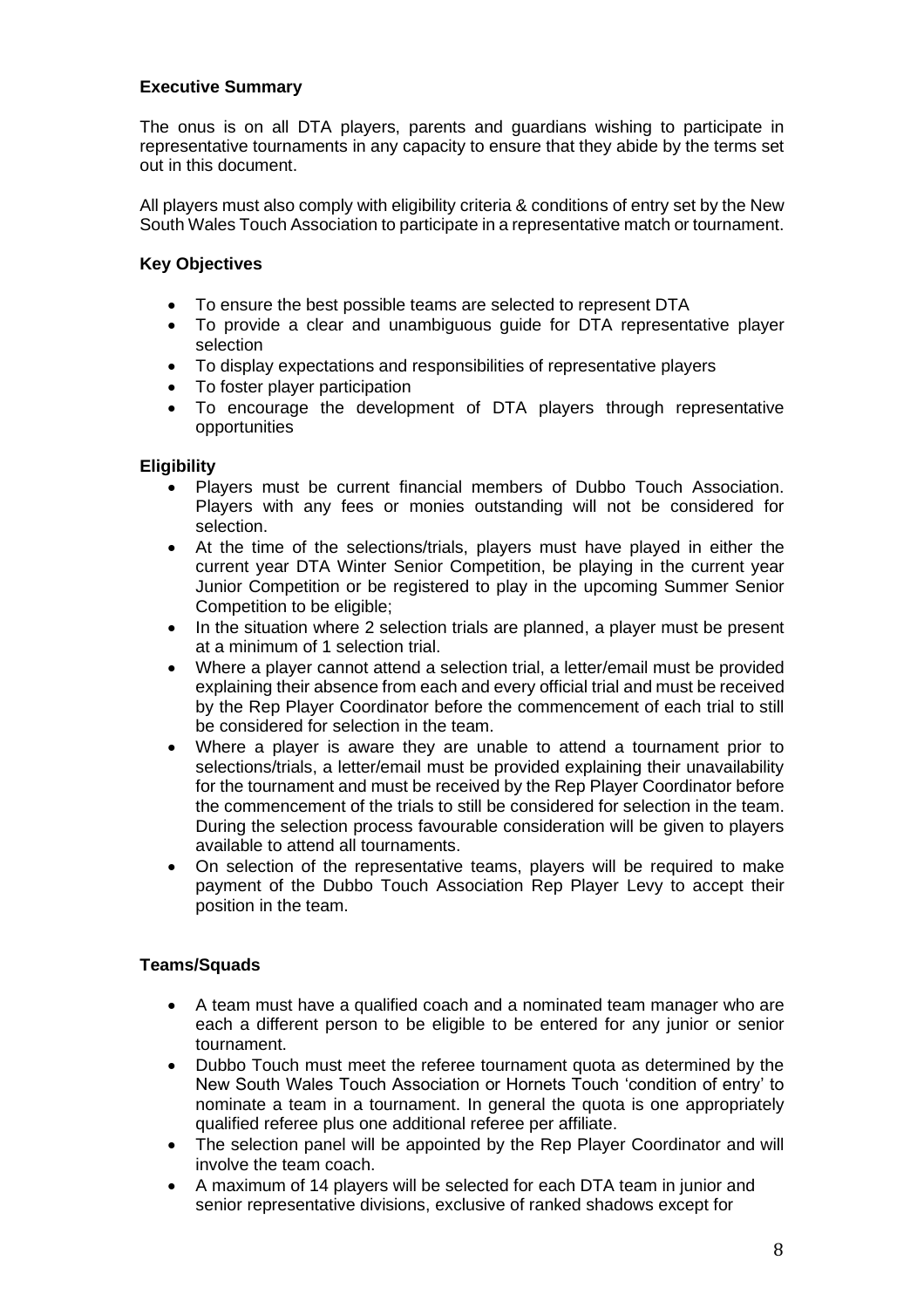**Executive Summary**

The onus is on all DTA players, parents and guardians wishing to participate in representative tournaments in any capacity to ensure that they abide by the terms set out in this document.

All players must also comply with eligibility criteria & conditions of entry set by the New South Wales Touch Association to participate in a representative match or tournament.

**Key Objectives**

- To ensure the best possible teams are selected to represent DTA
- To provide a clear and unambiguous guide for DTA representative player selection
- To display expectations and responsibilities of representative players
- To foster player participation
- To encourage the development of DTA players through representative opportunities

**Eligibility**

- Players must be current financial members of Dubbo Touch Association. Players with any fees or monies outstanding will not be considered for selection.
- At the time of the selections/trials, players must have played in either the current year DTA Winter Senior Competition, be playing in the current year Junior Competition or be registered to play in the upcoming Summer Senior Competition to be eligible;
- In the situation where 2 selection trials are planned, a player must be present at a minimum of 1 selection trial.
- Where a player cannot attend a selection trial, a letter/email must be provided explaining their absence from each and every official trial and must be received by the Rep Player Coordinator before the commencement of each trial to still be considered for selection in the team.
- Where a player is aware they are unable to attend a tournament prior to selections/trials, a letter/email must be provided explaining their unavailability for the tournament and must be received by the Rep Player Coordinator before the commencement of the trials to still be considered for selection in the team. During the selection process favourable consideration will be given to players available to attend all tournaments.
- On selection of the representative teams, players will be required to make payment of the Dubbo Touch Association Rep Player Levy to accept their position in the team.

**Teams/Squads**

- A team must have a qualified coach and a nominated team manager who are each a different person to be eligible to be entered for any junior or senior tournament.
- Dubbo Touch must meet the referee tournament quota as determined by the New South Wales Touch Association or Hornets Touch 'condition of entry' to nominate a team in a tournament. In general the quota is one appropriately qualified referee plus one additional referee per affiliate.
- The selection panel will be appointed by the Rep Player Coordinator and will involve the team coach.
- A maximum of 14 players will be selected for each DTA team in junior and senior representative divisions, exclusive of ranked shadows except for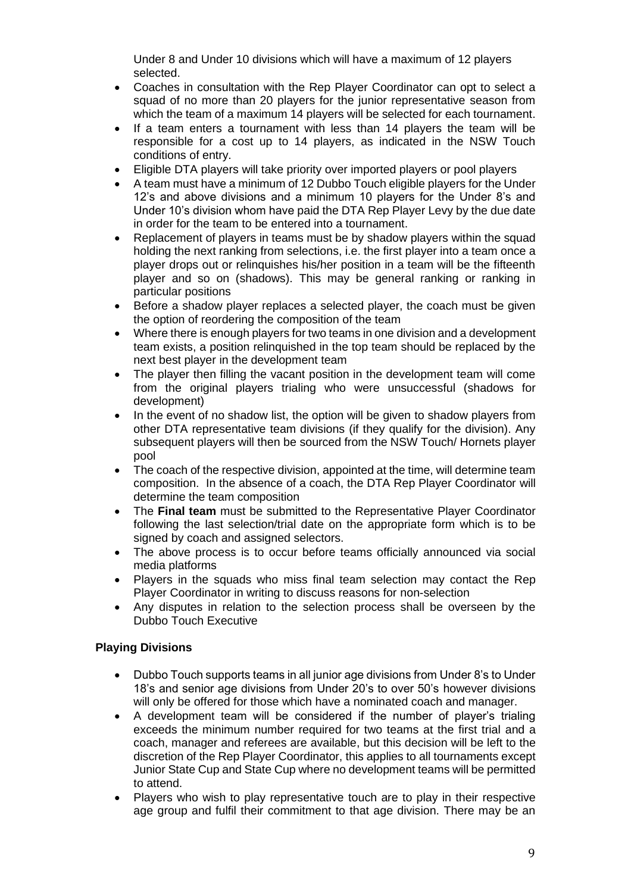Under 8 and Under 10 divisions which will have a maximum of 12 players selected.

- Coaches in consultation with the Rep Player Coordinator can opt to select a squad of no more than 20 players for the junior representative season from which the team of a maximum 14 players will be selected for each tournament.
- If a team enters a tournament with less than 14 players the team will be responsible for a cost up to 14 players, as indicated in the NSW Touch conditions of entry.
- Eligible DTA players will take priority over imported players or pool players
- A team must have a minimum of 12 Dubbo Touch eligible players for the Under 12's and above divisions and a minimum 10 players for the Under 8's and Under 10's division whom have paid the DTA Rep Player Levy by the due date in order for the team to be entered into a tournament.
- Replacement of players in teams must be by shadow players within the squad holding the next ranking from selections, i.e. the first player into a team once a player drops out or relinquishes his/her position in a team will be the fifteenth player and so on (shadows). This may be general ranking or ranking in particular positions
- Before a shadow player replaces a selected player, the coach must be given the option of reordering the composition of the team
- Where there is enough players for two teams in one division and a development team exists, a position relinquished in the top team should be replaced by the next best player in the development team
- The player then filling the vacant position in the development team will come from the original players trialing who were unsuccessful (shadows for development)
- In the event of no shadow list, the option will be given to shadow players from other DTA representative team divisions (if they qualify for the division). Any subsequent players will then be sourced from the NSW Touch/ Hornets player pool
- The coach of the respective division, appointed at the time, will determine team composition. In the absence of a coach, the DTA Rep Player Coordinator will determine the team composition
- The **Final team** must be submitted to the Representative Player Coordinator following the last selection/trial date on the appropriate form which is to be signed by coach and assigned selectors.
- The above process is to occur before teams officially announced via social media platforms
- Players in the squads who miss final team selection may contact the Rep Player Coordinator in writing to discuss reasons for non-selection
- Any disputes in relation to the selection process shall be overseen by the Dubbo Touch Executive

**Playing Divisions**

- Dubbo Touch supports teams in all junior age divisions from Under 8's to Under 18's and senior age divisions from Under 20's to over 50's however divisions will only be offered for those which have a nominated coach and manager.
- A development team will be considered if the number of player's trialing exceeds the minimum number required for two teams at the first trial and a coach, manager and referees are available, but this decision will be left to the discretion of the Rep Player Coordinator, this applies to all tournaments except Junior State Cup and State Cup where no development teams will be permitted to attend.
- Players who wish to play representative touch are to play in their respective age group and fulfil their commitment to that age division. There may be an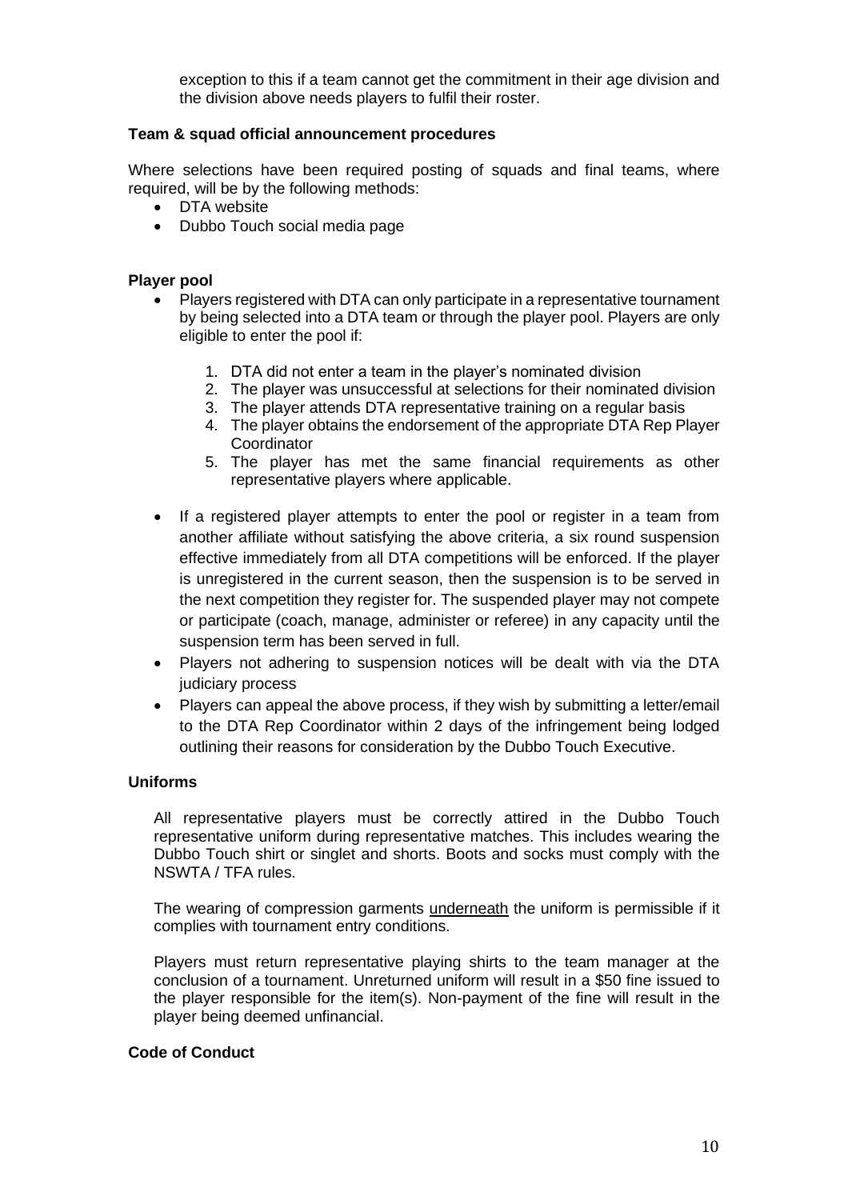exception to this if a team cannot get the commitment in their age division and the division above needs players to fulfil their roster.

**Team & squad official announcement procedures**

Where selections have been required posting of squads and final teams, where required, will be by the following methods:

- DTA website
- Dubbo Touch social media page

**Player pool**

- Players registered with DTA can only participate in a representative tournament by being selected into a DTA team or through the player pool. Players are only eligible to enter the pool if:
    1. DTA did not enter a team in the player's nominated division
    2. The player was unsuccessful at selections for their nominated division
    3. The player attends DTA representative training on a regular basis
    4. The player obtains the endorsement of the appropriate DTA Rep Player Coordinator
    5. The player has met the same financial requirements as other representative players where applicable.
- If a registered player attempts to enter the pool or register in a team from another affiliate without satisfying the above criteria, a six round suspension effective immediately from all DTA competitions will be enforced. If the player is unregistered in the current season, then the suspension is to be served in the next competition they register for. The suspended player may not compete or participate (coach, manage, administer or referee) in any capacity until the suspension term has been served in full.
- Players not adhering to suspension notices will be dealt with via the DTA judiciary process
- Players can appeal the above process, if they wish by submitting a letter/email to the DTA Rep Coordinator within 2 days of the infringement being lodged outlining their reasons for consideration by the Dubbo Touch Executive.

**Uniforms**

All representative players must be correctly attired in the Dubbo Touch representative uniform during representative matches. This includes wearing the Dubbo Touch shirt or singlet and shorts. Boots and socks must comply with the NSWTA / TFA rules.

The wearing of compression garments underneath the uniform is permissible if it complies with tournament entry conditions.

Players must return representative playing shirts to the team manager at the conclusion of a tournament. Unreturned uniform will result in a $50 fine issued to the player responsible for the item(s). Non-payment of the fine will result in the player being deemed unfinancial.

**Code of Conduct**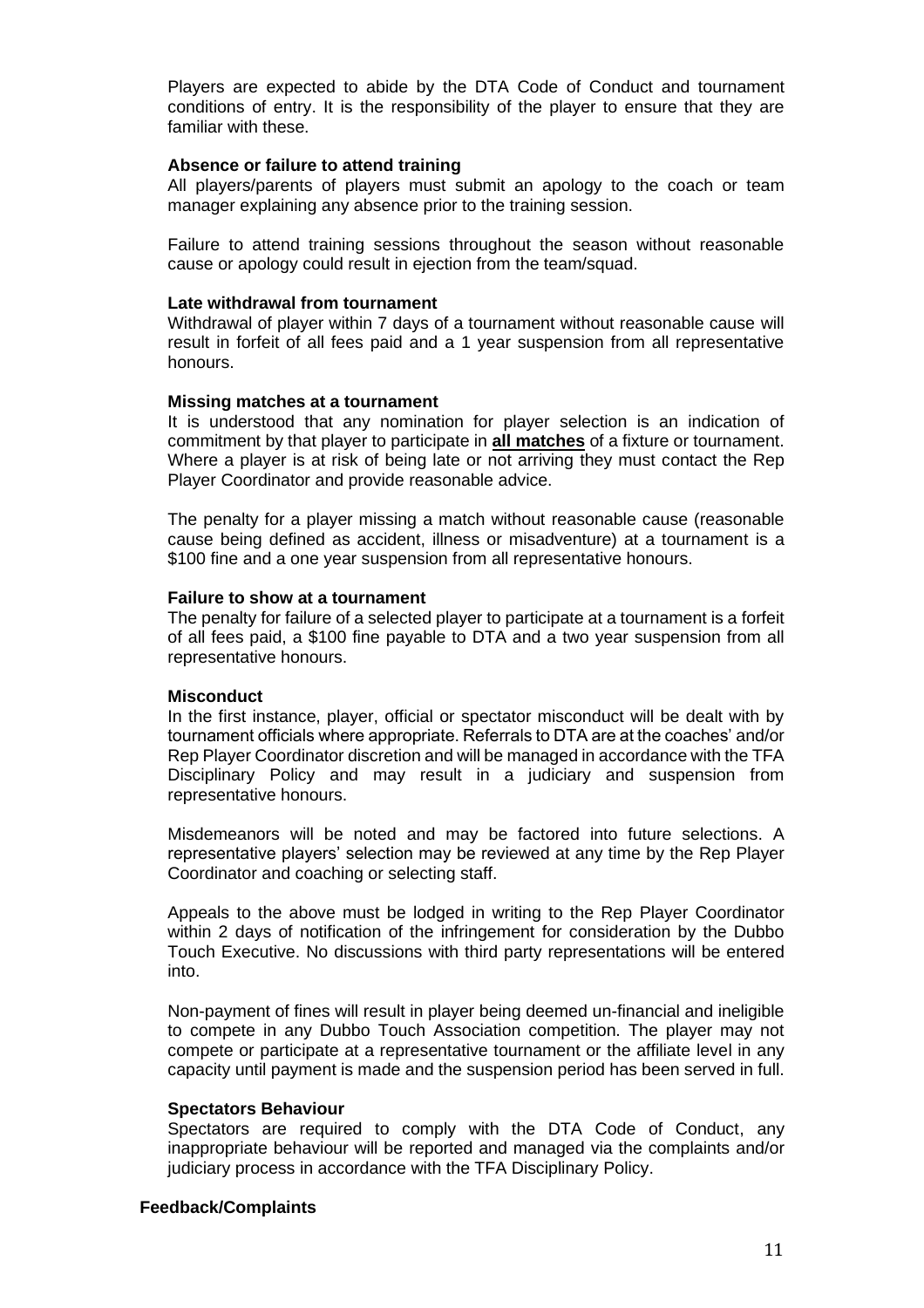Players are expected to abide by the DTA Code of Conduct and tournament conditions of entry. It is the responsibility of the player to ensure that they are familiar with these.

**Absence or failure to attend training**

All players/parents of players must submit an apology to the coach or team manager explaining any absence prior to the training session.

Failure to attend training sessions throughout the season without reasonable cause or apology could result in ejection from the team/squad.

**Late withdrawal from tournament**

Withdrawal of player within 7 days of a tournament without reasonable cause will result in forfeit of all fees paid and a 1 year suspension from all representative honours.

**Missing matches at a tournament**

It is understood that any nomination for player selection is an indication of commitment by that player to participate in **all matches** of a fixture or tournament. Where a player is at risk of being late or not arriving they must contact the Rep Player Coordinator and provide reasonable advice.

The penalty for a player missing a match without reasonable cause (reasonable cause being defined as accident, illness or misadventure) at a tournament is a $100 fine and a one year suspension from all representative honours.

**Failure to show at a tournament**

The penalty for failure of a selected player to participate at a tournament is a forfeit of all fees paid, a $100 fine payable to DTA and a two year suspension from all representative honours.

**Misconduct**

In the first instance, player, official or spectator misconduct will be dealt with by tournament officials where appropriate. Referrals to DTA are at the coaches' and/or Rep Player Coordinator discretion and will be managed in accordance with the TFA Disciplinary Policy and may result in a judiciary and suspension from representative honours.

Misdemeanors will be noted and may be factored into future selections. A representative players' selection may be reviewed at any time by the Rep Player Coordinator and coaching or selecting staff.

Appeals to the above must be lodged in writing to the Rep Player Coordinator within 2 days of notification of the infringement for consideration by the Dubbo Touch Executive. No discussions with third party representations will be entered into.

Non-payment of fines will result in player being deemed un-financial and ineligible to compete in any Dubbo Touch Association competition. The player may not compete or participate at a representative tournament or the affiliate level in any capacity until payment is made and the suspension period has been served in full.

**Spectators Behaviour**

Spectators are required to comply with the DTA Code of Conduct, any inappropriate behaviour will be reported and managed via the complaints and/or judiciary process in accordance with the TFA Disciplinary Policy.

**Feedback/Complaints**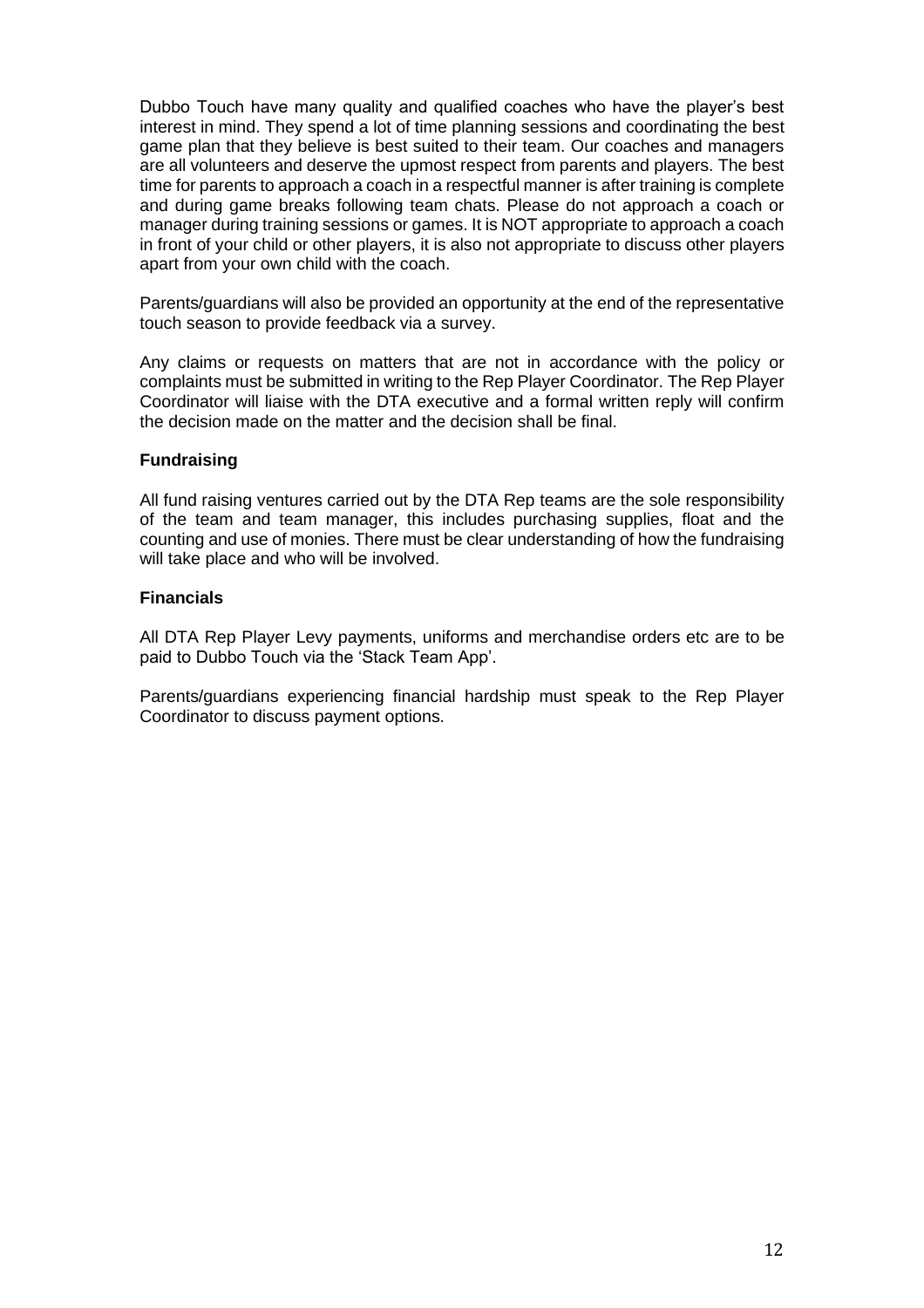Dubbo Touch have many quality and qualified coaches who have the player's best interest in mind. They spend a lot of time planning sessions and coordinating the best game plan that they believe is best suited to their team. Our coaches and managers are all volunteers and deserve the upmost respect from parents and players. The best time for parents to approach a coach in a respectful manner is after training is complete and during game breaks following team chats. Please do not approach a coach or manager during training sessions or games. It is NOT appropriate to approach a coach in front of your child or other players, it is also not appropriate to discuss other players apart from your own child with the coach.

Parents/guardians will also be provided an opportunity at the end of the representative touch season to provide feedback via a survey.

Any claims or requests on matters that are not in accordance with the policy or complaints must be submitted in writing to the Rep Player Coordinator. The Rep Player Coordinator will liaise with the DTA executive and a formal written reply will confirm the decision made on the matter and the decision shall be final.

**Fundraising**

All fund raising ventures carried out by the DTA Rep teams are the sole responsibility of the team and team manager, this includes purchasing supplies, float and the counting and use of monies. There must be clear understanding of how the fundraising will take place and who will be involved.

**Financials**

All DTA Rep Player Levy payments, uniforms and merchandise orders etc are to be paid to Dubbo Touch via the 'Stack Team App'.

Parents/guardians experiencing financial hardship must speak to the Rep Player Coordinator to discuss payment options.